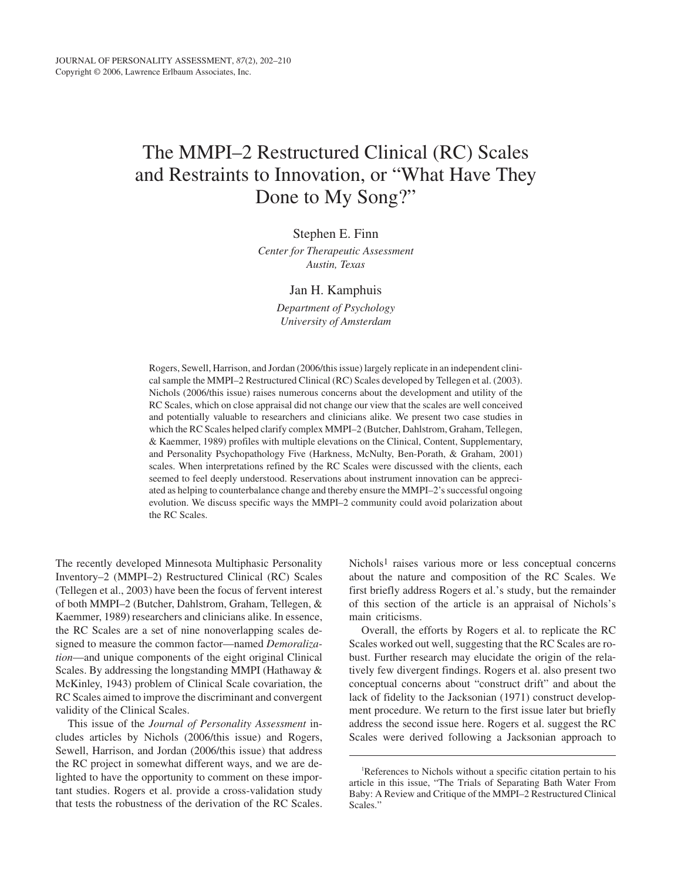# The MMPI–2 Restructured Clinical (RC) Scales and Restraints to Innovation, or "What Have They Done to My Song?"

Stephen E. Finn

*Center for Therapeutic Assessment*
*Austin, Texas*

Jan H. Kamphuis

*Department of Psychology*
*University of Amsterdam*

Rogers, Sewell, Harrison, and Jordan (2006/this issue) largely replicate in an independent clinical sample the MMPI–2 Restructured Clinical (RC) Scales developed by Tellegen et al. (2003). Nichols (2006/this issue) raises numerous concerns about the development and utility of the RC Scales, which on close appraisal did not change our view that the scales are well conceived and potentially valuable to researchers and clinicians alike. We present two case studies in which the RC Scales helped clarify complex MMPI–2 (Butcher, Dahlstrom, Graham, Tellegen, & Kaemmer, 1989) profiles with multiple elevations on the Clinical, Content, Supplementary, and Personality Psychopathology Five (Harkness, McNulty, Ben-Porath, & Graham, 2001) scales. When interpretations refined by the RC Scales were discussed with the clients, each seemed to feel deeply understood. Reservations about instrument innovation can be appreciated as helping to counterbalance change and thereby ensure the MMPI–2's successful ongoing evolution. We discuss specific ways the MMPI–2 community could avoid polarization about the RC Scales.

The recently developed Minnesota Multiphasic Personality Inventory–2 (MMPI–2) Restructured Clinical (RC) Scales (Tellegen et al., 2003) have been the focus of fervent interest of both MMPI–2 (Butcher, Dahlstrom, Graham, Tellegen, & Kaemmer, 1989) researchers and clinicians alike. In essence, the RC Scales are a set of nine nonoverlapping scales designed to measure the common factor—named *Demoralization*—and unique components of the eight original Clinical Scales. By addressing the longstanding MMPI (Hathaway & McKinley, 1943) problem of Clinical Scale covariation, the RC Scales aimed to improve the discriminant and convergent validity of the Clinical Scales.

This issue of the *Journal of Personality Assessment* includes articles by Nichols (2006/this issue) and Rogers, Sewell, Harrison, and Jordan (2006/this issue) that address the RC project in somewhat different ways, and we are delighted to have the opportunity to comment on these important studies. Rogers et al. provide a cross-validation study that tests the robustness of the derivation of the RC Scales. Nichols[1] raises various more or less conceptual concerns about the nature and composition of the RC Scales. We first briefly address Rogers et al.'s study, but the remainder of this section of the article is an appraisal of Nichols's main criticisms.

Overall, the efforts by Rogers et al. to replicate the RC Scales worked out well, suggesting that the RC Scales are robust. Further research may elucidate the origin of the relatively few divergent findings. Rogers et al. also present two conceptual concerns about "construct drift" and about the lack of fidelity to the Jacksonian (1971) construct development procedure. We return to the first issue later but briefly address the second issue here. Rogers et al. suggest the RC Scales were derived following a Jacksonian approach to

[1]References to Nichols without a specific citation pertain to his article in this issue, "The Trials of Separating Bath Water From Baby: A Review and Critique of the MMPI–2 Restructured Clinical Scales."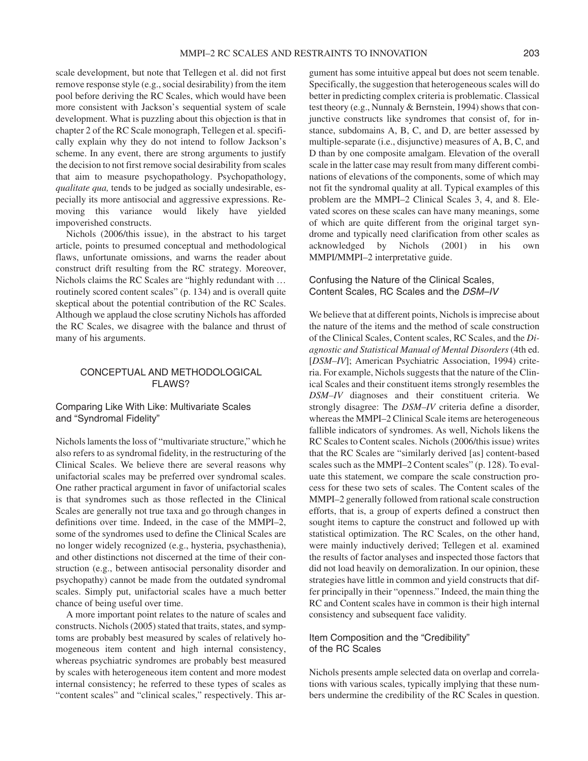scale development, but note that Tellegen et al. did not first remove response style (e.g., social desirability) from the item pool before deriving the RC Scales, which would have been more consistent with Jackson's sequential system of scale development. What is puzzling about this objection is that in chapter 2 of the RC Scale monograph, Tellegen et al. specifically explain why they do not intend to follow Jackson's scheme. In any event, there are strong arguments to justify the decision to not first remove social desirability from scales that aim to measure psychopathology. Psychopathology, *qualitate qua,* tends to be judged as socially undesirable, especially its more antisocial and aggressive expressions. Removing this variance would likely have yielded impoverished constructs.

Nichols (2006/this issue), in the abstract to his target article, points to presumed conceptual and methodological flaws, unfortunate omissions, and warns the reader about construct drift resulting from the RC strategy. Moreover, Nichols claims the RC Scales are "highly redundant with … routinely scored content scales" (p. 134) and is overall quite skeptical about the potential contribution of the RC Scales. Although we applaud the close scrutiny Nichols has afforded the RC Scales, we disagree with the balance and thrust of many of his arguments.

## CONCEPTUAL AND METHODOLOGICAL FLAWS?

### Comparing Like With Like: Multivariate Scales and "Syndromal Fidelity"

Nichols laments the loss of "multivariate structure," which he also refers to as syndromal fidelity, in the restructuring of the Clinical Scales. We believe there are several reasons why unifactorial scales may be preferred over syndromal scales. One rather practical argument in favor of unifactorial scales is that syndromes such as those reflected in the Clinical Scales are generally not true taxa and go through changes in definitions over time. Indeed, in the case of the MMPI–2, some of the syndromes used to define the Clinical Scales are no longer widely recognized (e.g., hysteria, psychasthenia), and other distinctions not discerned at the time of their construction (e.g., between antisocial personality disorder and psychopathy) cannot be made from the outdated syndromal scales. Simply put, unifactorial scales have a much better chance of being useful over time.

A more important point relates to the nature of scales and constructs. Nichols (2005) stated that traits, states, and symptoms are probably best measured by scales of relatively homogeneous item content and high internal consistency, whereas psychiatric syndromes are probably best measured by scales with heterogeneous item content and more modest internal consistency; he referred to these types of scales as "content scales" and "clinical scales," respectively. This argument has some intuitive appeal but does not seem tenable. Specifically, the suggestion that heterogeneous scales will do better in predicting complex criteria is problematic. Classical test theory (e.g., Nunnaly & Bernstein, 1994) shows that conjunctive constructs like syndromes that consist of, for instance, subdomains A, B, C, and D, are better assessed by multiple-separate (i.e., disjunctive) measures of A, B, C, and D than by one composite amalgam. Elevation of the overall scale in the latter case may result from many different combinations of elevations of the components, some of which may not fit the syndromal quality at all. Typical examples of this problem are the MMPI–2 Clinical Scales 3, 4, and 8. Elevated scores on these scales can have many meanings, some of which are quite different from the original target syndrome and typically need clarification from other scales as acknowledged by Nichols (2001) in his own MMPI/MMPI–2 interpretative guide.

### Confusing the Nature of the Clinical Scales, Content Scales, RC Scales and the *DSM–IV*

We believe that at different points, Nichols is imprecise about the nature of the items and the method of scale construction of the Clinical Scales, Content scales, RC Scales, and the *Diagnostic and Statistical Manual of Mental Disorders* (4th ed. [*DSM–IV*]; American Psychiatric Association, 1994) criteria. For example, Nichols suggests that the nature of the Clinical Scales and their constituent items strongly resembles the *DSM–IV* diagnoses and their constituent criteria. We strongly disagree: The *DSM–IV* criteria define a disorder, whereas the MMPI–2 Clinical Scale items are heterogeneous fallible indicators of syndromes. As well, Nichols likens the RC Scales to Content scales. Nichols (2006/this issue) writes that the RC Scales are "similarly derived [as] content-based scales such as the MMPI–2 Content scales" (p. 128). To evaluate this statement, we compare the scale construction process for these two sets of scales. The Content scales of the MMPI–2 generally followed from rational scale construction efforts, that is, a group of experts defined a construct then sought items to capture the construct and followed up with statistical optimization. The RC Scales, on the other hand, were mainly inductively derived; Tellegen et al. examined the results of factor analyses and inspected those factors that did not load heavily on demoralization. In our opinion, these strategies have little in common and yield constructs that differ principally in their "openness." Indeed, the main thing the RC and Content scales have in common is their high internal consistency and subsequent face validity.

### Item Composition and the "Credibility" of the RC Scales

Nichols presents ample selected data on overlap and correlations with various scales, typically implying that these numbers undermine the credibility of the RC Scales in question.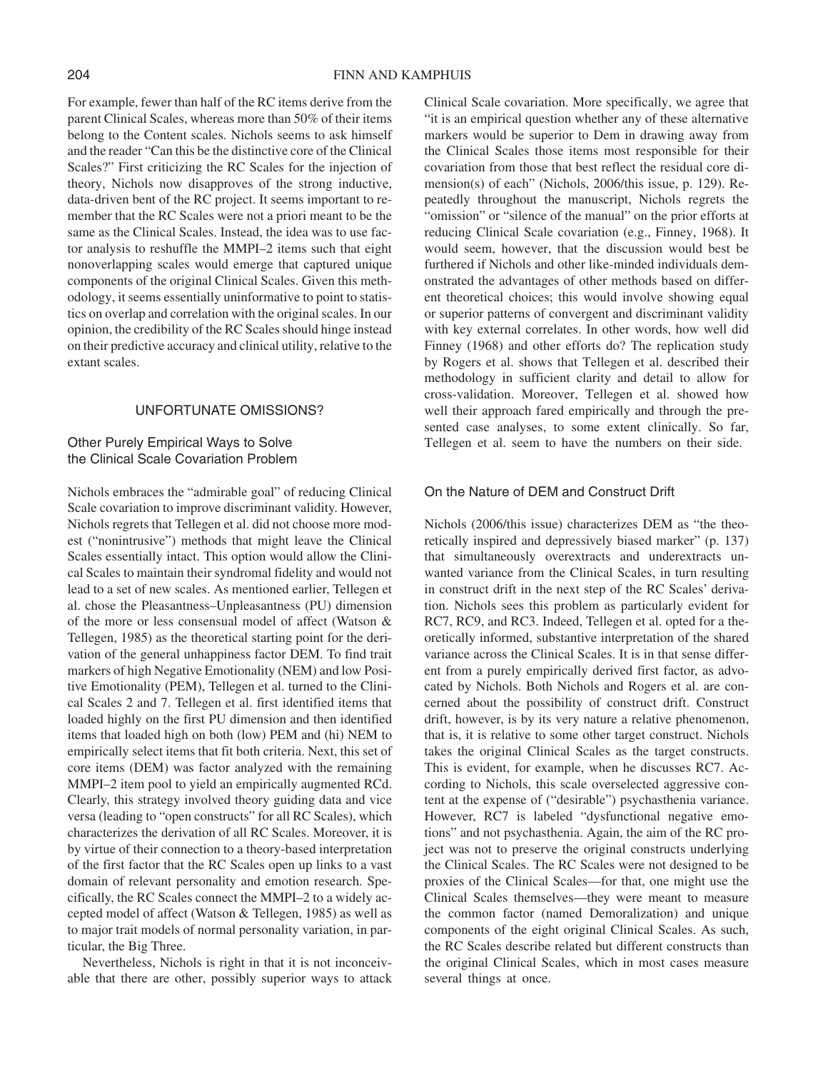For example, fewer than half of the RC items derive from the parent Clinical Scales, whereas more than 50% of their items belong to the Content scales. Nichols seems to ask himself and the reader "Can this be the distinctive core of the Clinical Scales?" First criticizing the RC Scales for the injection of theory, Nichols now disapproves of the strong inductive, data-driven bent of the RC project. It seems important to remember that the RC Scales were not a priori meant to be the same as the Clinical Scales. Instead, the idea was to use factor analysis to reshuffle the MMPI–2 items such that eight nonoverlapping scales would emerge that captured unique components of the original Clinical Scales. Given this methodology, it seems essentially uninformative to point to statistics on overlap and correlation with the original scales. In our opinion, the credibility of the RC Scales should hinge instead on their predictive accuracy and clinical utility, relative to the extant scales.

## UNFORTUNATE OMISSIONS?

### Other Purely Empirical Ways to Solve the Clinical Scale Covariation Problem

Nichols embraces the "admirable goal" of reducing Clinical Scale covariation to improve discriminant validity. However, Nichols regrets that Tellegen et al. did not choose more modest ("nonintrusive") methods that might leave the Clinical Scales essentially intact. This option would allow the Clinical Scales to maintain their syndromal fidelity and would not lead to a set of new scales. As mentioned earlier, Tellegen et al. chose the Pleasantness–Unpleasantness (PU) dimension of the more or less consensual model of affect (Watson & Tellegen, 1985) as the theoretical starting point for the derivation of the general unhappiness factor DEM. To find trait markers of high Negative Emotionality (NEM) and low Positive Emotionality (PEM), Tellegen et al. turned to the Clinical Scales 2 and 7. Tellegen et al. first identified items that loaded highly on the first PU dimension and then identified items that loaded high on both (low) PEM and (hi) NEM to empirically select items that fit both criteria. Next, this set of core items (DEM) was factor analyzed with the remaining MMPI–2 item pool to yield an empirically augmented RCd. Clearly, this strategy involved theory guiding data and vice versa (leading to "open constructs" for all RC Scales), which characterizes the derivation of all RC Scales. Moreover, it is by virtue of their connection to a theory-based interpretation of the first factor that the RC Scales open up links to a vast domain of relevant personality and emotion research. Specifically, the RC Scales connect the MMPI–2 to a widely accepted model of affect (Watson & Tellegen, 1985) as well as to major trait models of normal personality variation, in particular, the Big Three.

Nevertheless, Nichols is right in that it is not inconceivable that there are other, possibly superior ways to attack Clinical Scale covariation. More specifically, we agree that "it is an empirical question whether any of these alternative markers would be superior to Dem in drawing away from the Clinical Scales those items most responsible for their covariation from those that best reflect the residual core dimension(s) of each" (Nichols, 2006/this issue, p. 129). Repeatedly throughout the manuscript, Nichols regrets the "omission" or "silence of the manual" on the prior efforts at reducing Clinical Scale covariation (e.g., Finney, 1968). It would seem, however, that the discussion would best be furthered if Nichols and other like-minded individuals demonstrated the advantages of other methods based on different theoretical choices; this would involve showing equal or superior patterns of convergent and discriminant validity with key external correlates. In other words, how well did Finney (1968) and other efforts do? The replication study by Rogers et al. shows that Tellegen et al. described their methodology in sufficient clarity and detail to allow for cross-validation. Moreover, Tellegen et al. showed how well their approach fared empirically and through the presented case analyses, to some extent clinically. So far, Tellegen et al. seem to have the numbers on their side.

### On the Nature of DEM and Construct Drift

Nichols (2006/this issue) characterizes DEM as "the theoretically inspired and depressively biased marker" (p. 137) that simultaneously overextracts and underextracts unwanted variance from the Clinical Scales, in turn resulting in construct drift in the next step of the RC Scales' derivation. Nichols sees this problem as particularly evident for RC7, RC9, and RC3. Indeed, Tellegen et al. opted for a theoretically informed, substantive interpretation of the shared variance across the Clinical Scales. It is in that sense different from a purely empirically derived first factor, as advocated by Nichols. Both Nichols and Rogers et al. are concerned about the possibility of construct drift. Construct drift, however, is by its very nature a relative phenomenon, that is, it is relative to some other target construct. Nichols takes the original Clinical Scales as the target constructs. This is evident, for example, when he discusses RC7. According to Nichols, this scale overselected aggressive content at the expense of ("desirable") psychasthenia variance. However, RC7 is labeled "dysfunctional negative emotions" and not psychasthenia. Again, the aim of the RC project was not to preserve the original constructs underlying the Clinical Scales. The RC Scales were not designed to be proxies of the Clinical Scales—for that, one might use the Clinical Scales themselves—they were meant to measure the common factor (named Demoralization) and unique components of the eight original Clinical Scales. As such, the RC Scales describe related but different constructs than the original Clinical Scales, which in most cases measure several things at once.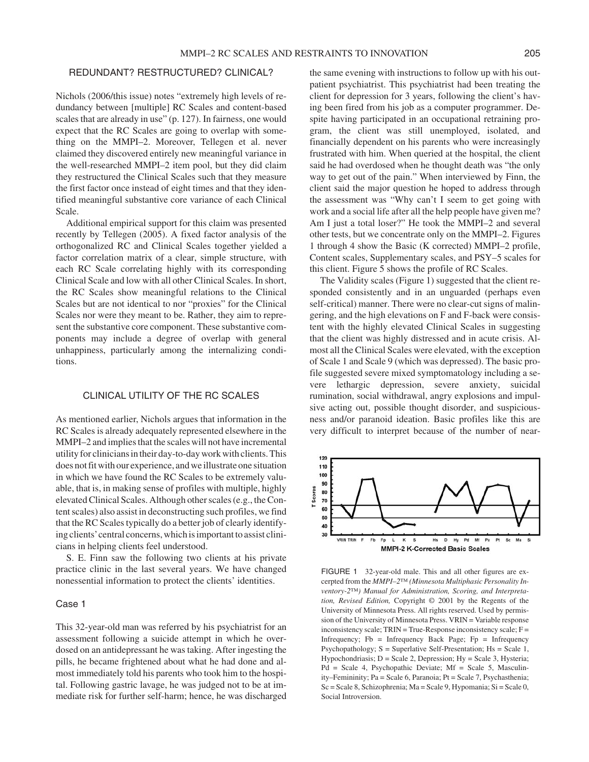## REDUNDANT? RESTRUCTURED? CLINICAL?

Nichols (2006/this issue) notes "extremely high levels of redundancy between [multiple] RC Scales and content-based scales that are already in use" (p. 127). In fairness, one would expect that the RC Scales are going to overlap with something on the MMPI–2. Moreover, Tellegen et al. never claimed they discovered entirely new meaningful variance in the well-researched MMPI–2 item pool, but they did claim they restructured the Clinical Scales such that they measure the first factor once instead of eight times and that they identified meaningful substantive core variance of each Clinical Scale.

Additional empirical support for this claim was presented recently by Tellegen (2005). A fixed factor analysis of the orthogonalized RC and Clinical Scales together yielded a factor correlation matrix of a clear, simple structure, with each RC Scale correlating highly with its corresponding Clinical Scale and low with all other Clinical Scales. In short, the RC Scales show meaningful relations to the Clinical Scales but are not identical to nor "proxies" for the Clinical Scales nor were they meant to be. Rather, they aim to represent the substantive core component. These substantive components may include a degree of overlap with general unhappiness, particularly among the internalizing conditions.

## CLINICAL UTILITY OF THE RC SCALES

As mentioned earlier, Nichols argues that information in the RC Scales is already adequately represented elsewhere in the MMPI–2 and implies that the scales will not have incremental utility for clinicians in their day-to-day work with clients. This does not fit with our experience, and we illustrate one situation in which we have found the RC Scales to be extremely valuable, that is, in making sense of profiles with multiple, highly elevated Clinical Scales. Although other scales (e.g., the Content scales) also assist in deconstructing such profiles, we find that the RC Scales typically do a better job of clearly identifying clients' central concerns, which is important to assist clinicians in helping clients feel understood.

S. E. Finn saw the following two clients at his private practice clinic in the last several years. We have changed nonessential information to protect the clients' identities.

### Case 1

This 32-year-old man was referred by his psychiatrist for an assessment following a suicide attempt in which he overdosed on an antidepressant he was taking. After ingesting the pills, he became frightened about what he had done and almost immediately told his parents who took him to the hospital. Following gastric lavage, he was judged not to be at immediate risk for further self-harm; hence, he was discharged the same evening with instructions to follow up with his outpatient psychiatrist. This psychiatrist had been treating the client for depression for 3 years, following the client's having been fired from his job as a computer programmer. Despite having participated in an occupational retraining program, the client was still unemployed, isolated, and financially dependent on his parents who were increasingly frustrated with him. When queried at the hospital, the client said he had overdosed when he thought death was "the only way to get out of the pain." When interviewed by Finn, the client said the major question he hoped to address through the assessment was "Why can't I seem to get going with work and a social life after all the help people have given me? Am I just a total loser?" He took the MMPI–2 and several other tests, but we concentrate only on the MMPI–2. Figures 1 through 4 show the Basic (K corrected) MMPI–2 profile, Content scales, Supplementary scales, and PSY–5 scales for this client. Figure 5 shows the profile of RC Scales.

The Validity scales (Figure 1) suggested that the client responded consistently and in an unguarded (perhaps even self-critical) manner. There were no clear-cut signs of malingering, and the high elevations on F and F-back were consistent with the highly elevated Clinical Scales in suggesting that the client was highly distressed and in acute crisis. Almost all the Clinical Scales were elevated, with the exception of Scale 1 and Scale 9 (which was depressed). The basic profile suggested severe mixed symptomatology including a severe lethargic depression, severe anxiety, suicidal rumination, social withdrawal, angry explosions and impulsive acting out, possible thought disorder, and suspiciousness and/or paranoid ideation. Basic profiles like this are very difficult to interpret because of the number of near-

120
110
100
90
80
70
60
50
40
30
T Scores
VRIN TRIN F Fb Fp L K S Hs D Hy Pd Mf Pa Pt Sc Ma Si
MMPI-2 K-Corrected Basic Scales

FIGURE 1 32-year-old male. This and all other figures are excerpted from the *MMPI–2™ (Minnesota Multiphasic Personality Inventory-2™) Manual for Administration, Scoring, and Interpretation, Revised Edition,* Copyright © 2001 by the Regents of the University of Minnesota Press. All rights reserved. Used by permission of the University of Minnesota Press. VRIN = Variable response inconsistency scale; TRIN = True-Response inconsistency scale; F = Infrequency; Fb = Infrequency Back Page; Fp = Infrequency Psychopathology; S = Superlative Self-Presentation; Hs = Scale 1, Hypochondriasis; D = Scale 2, Depression; Hy = Scale 3, Hysteria; Pd = Scale 4, Psychopathic Deviate; Mf = Scale 5, Masculinity–Femininity; Pa = Scale 6, Paranoia; Pt = Scale 7, Psychasthenia; Sc = Scale 8, Schizophrenia; Ma = Scale 9, Hypomania; Si = Scale 0, Social Introversion.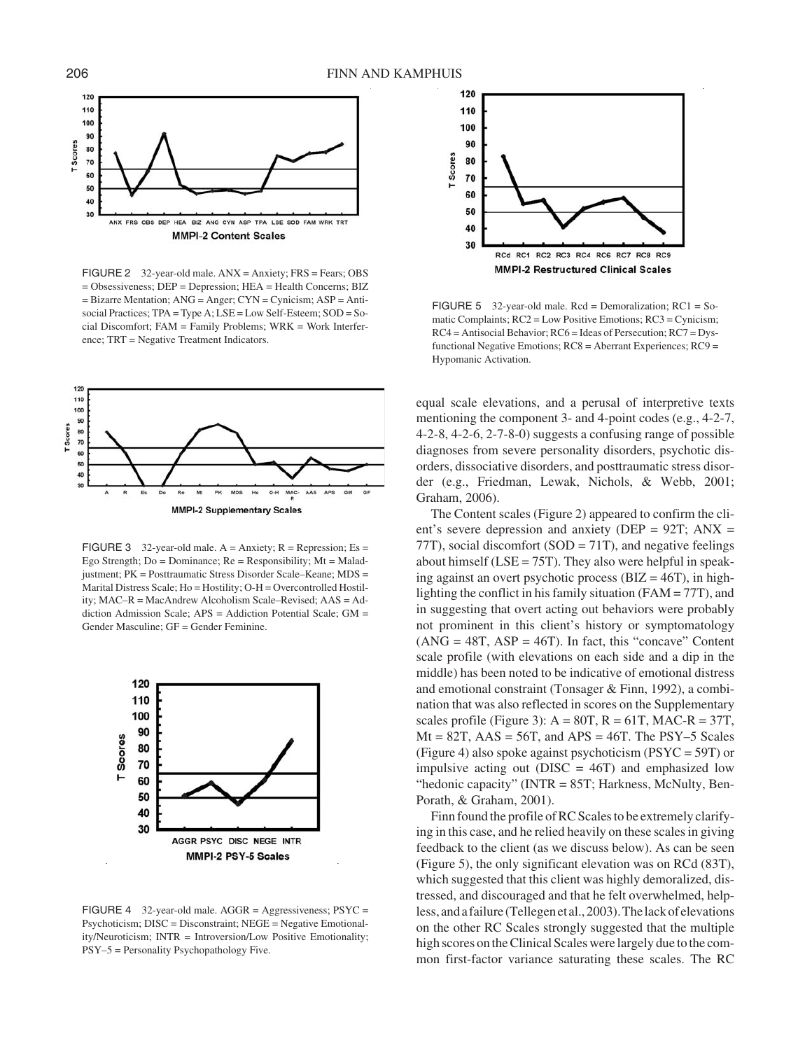FIGURE 2 32-year-old male. ANX = Anxiety; FRS = Fears; OBS = Obsessiveness; DEP = Depression; HEA = Health Concerns; BIZ = Bizarre Mentation; ANG = Anger; CYN = Cynicism; ASP = Antisocial Practices; TPA = Type A; LSE = Low Self-Esteem; SOD = Social Discomfort; FAM = Family Problems; WRK = Work Interference; TRT = Negative Treatment Indicators.

FIGURE 3 32-year-old male. A = Anxiety; R = Repression; Es = Ego Strength; Do = Dominance; Re = Responsibility; Mt = Maladjustment; PK = Posttraumatic Stress Disorder Scale–Keane; MDS = Marital Distress Scale; Ho = Hostility; O-H = Overcontrolled Hostility; MAC–R = MacAndrew Alcoholism Scale–Revised; AAS = Addiction Admission Scale; APS = Addiction Potential Scale; GM = Gender Masculine; GF = Gender Feminine.

FIGURE 4 32-year-old male. AGGR = Aggressiveness; PSYC = Psychoticism; DISC = Disconstraint; NEGE = Negative Emotionality/Neuroticism; INTR = Introversion/Low Positive Emotionality; PSY–5 = Personality Psychopathology Five.

FIGURE 5 32-year-old male. Rcd = Demoralization; RC1 = Somatic Complaints; RC2 = Low Positive Emotions; RC3 = Cynicism; RC4 = Antisocial Behavior; RC6 = Ideas of Persecution; RC7 = Dysfunctional Negative Emotions; RC8 = Aberrant Experiences; RC9 = Hypomanic Activation.

equal scale elevations, and a perusal of interpretive texts mentioning the component 3- and 4-point codes (e.g., 4-2-7, 4-2-8, 4-2-6, 2-7-8-0) suggests a confusing range of possible diagnoses from severe personality disorders, psychotic disorders, dissociative disorders, and posttraumatic stress disorder (e.g., Friedman, Lewak, Nichols, & Webb, 2001; Graham, 2006).

The Content scales (Figure 2) appeared to confirm the client's severe depression and anxiety (DEP = 92T; ANX = 77T), social discomfort (SOD = 71T), and negative feelings about himself (LSE = 75T). They also were helpful in speaking against an overt psychotic process (BIZ = 46T), in highlighting the conflict in his family situation (FAM = 77T), and in suggesting that overt acting out behaviors were probably not prominent in this client's history or symptomatology (ANG = 48T, ASP = 46T). In fact, this "concave" Content scale profile (with elevations on each side and a dip in the middle) has been noted to be indicative of emotional distress and emotional constraint (Tonsager & Finn, 1992), a combination that was also reflected in scores on the Supplementary scales profile (Figure 3): A = 80T, R = 61T, MAC-R = 37T, Mt = 82T, AAS = 56T, and APS = 46T. The PSY–5 Scales (Figure 4) also spoke against psychoticism (PSYC = 59T) or impulsive acting out (DISC = 46T) and emphasized low "hedonic capacity" (INTR = 85T; Harkness, McNulty, Ben-Porath, & Graham, 2001).

Finn found the profile of RC Scales to be extremely clarifying in this case, and he relied heavily on these scales in giving feedback to the client (as we discuss below). As can be seen (Figure 5), the only significant elevation was on RCd (83T), which suggested that this client was highly demoralized, distressed, and discouraged and that he felt overwhelmed, helpless, and a failure (Tellegen et al., 2003). The lack of elevations on the other RC Scales strongly suggested that the multiple high scores on the Clinical Scales were largely due to the common first-factor variance saturating these scales. The RC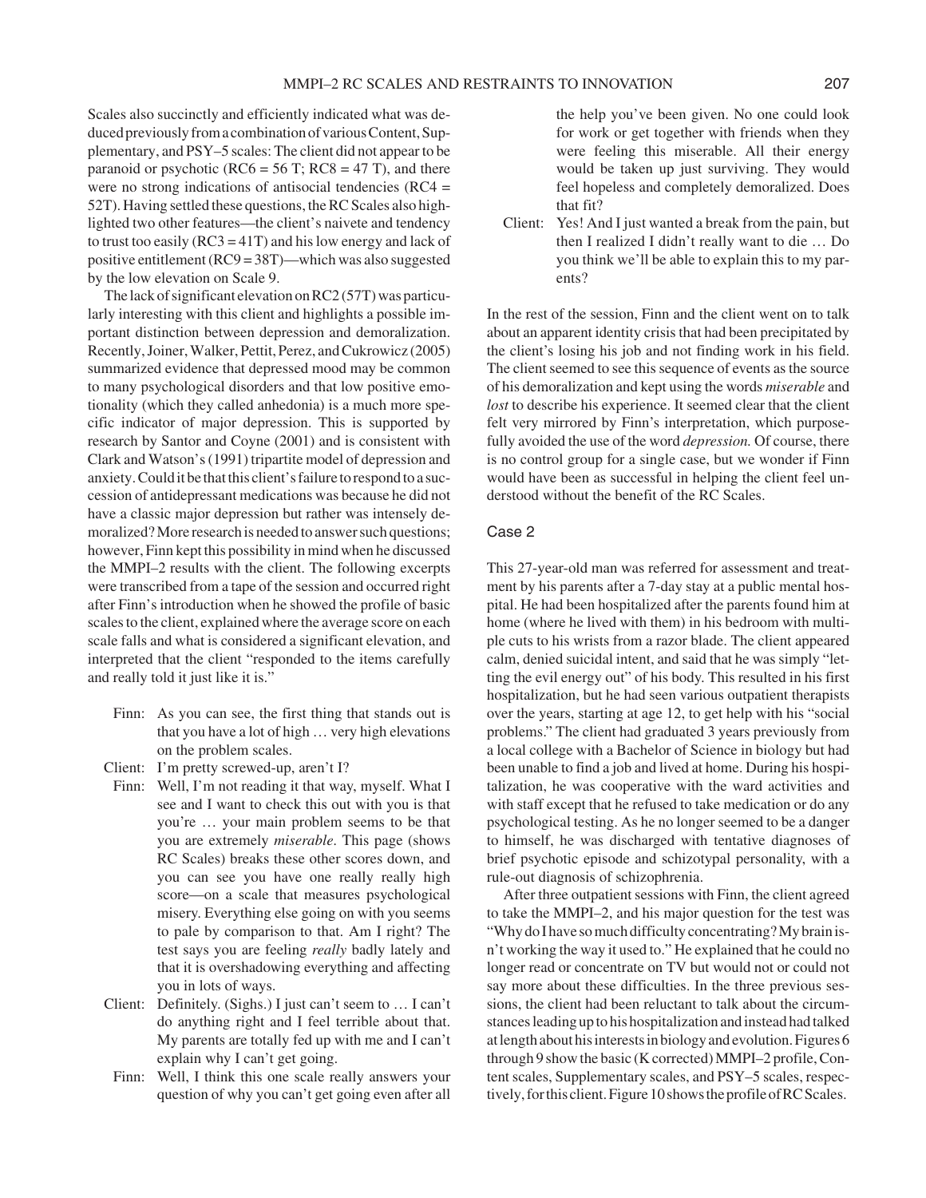Scales also succinctly and efficiently indicated what was deduced previously from a combination of various Content, Supplementary, and PSY–5 scales: The client did not appear to be paranoid or psychotic (RC6 = 56 T; RC8 = 47 T), and there were no strong indications of antisocial tendencies (RC4 = 52T). Having settled these questions, the RC Scales also highlighted two other features—the client's naivete and tendency to trust too easily (RC3 = 41T) and his low energy and lack of positive entitlement (RC9 = 38T)—which was also suggested by the low elevation on Scale 9.

The lack of significant elevation on RC2 (57T) was particularly interesting with this client and highlights a possible important distinction between depression and demoralization. Recently, Joiner, Walker, Pettit, Perez, and Cukrowicz (2005) summarized evidence that depressed mood may be common to many psychological disorders and that low positive emotionality (which they called anhedonia) is a much more specific indicator of major depression. This is supported by research by Santor and Coyne (2001) and is consistent with Clark and Watson's (1991) tripartite model of depression and anxiety. Could it be that this client's failure to respond to a succession of antidepressant medications was because he did not have a classic major depression but rather was intensely demoralized? More research is needed to answer such questions; however, Finn kept this possibility in mind when he discussed the MMPI–2 results with the client. The following excerpts were transcribed from a tape of the session and occurred right after Finn's introduction when he showed the profile of basic scales to the client, explained where the average score on each scale falls and what is considered a significant elevation, and interpreted that the client "responded to the items carefully and really told it just like it is."

> Finn: As you can see, the first thing that stands out is that you have a lot of high … very high elevations on the problem scales.
>
> Client: I'm pretty screwed-up, aren't I?
>
> Finn: Well, I'm not reading it that way, myself. What I see and I want to check this out with you is that you're … your main problem seems to be that you are extremely *miserable*. This page (shows RC Scales) breaks these other scores down, and you can see you have one really really high score—on a scale that measures psychological misery. Everything else going on with you seems to pale by comparison to that. Am I right? The test says you are feeling *really* badly lately and that it is overshadowing everything and affecting you in lots of ways.
>
> Client: Definitely. (Sighs.) I just can't seem to … I can't do anything right and I feel terrible about that. My parents are totally fed up with me and I can't explain why I can't get going.
>
> Finn: Well, I think this one scale really answers your question of why you can't get going even after all the help you've been given. No one could look for work or get together with friends when they were feeling this miserable. All their energy would be taken up just surviving. They would feel hopeless and completely demoralized. Does that fit?
>
> Client: Yes! And I just wanted a break from the pain, but then I realized I didn't really want to die … Do you think we'll be able to explain this to my parents?

In the rest of the session, Finn and the client went on to talk about an apparent identity crisis that had been precipitated by the client's losing his job and not finding work in his field. The client seemed to see this sequence of events as the source of his demoralization and kept using the words *miserable* and *lost* to describe his experience. It seemed clear that the client felt very mirrored by Finn's interpretation, which purposefully avoided the use of the word *depression.* Of course, there is no control group for a single case, but we wonder if Finn would have been as successful in helping the client feel understood without the benefit of the RC Scales.

### Case 2

This 27-year-old man was referred for assessment and treatment by his parents after a 7-day stay at a public mental hospital. He had been hospitalized after the parents found him at home (where he lived with them) in his bedroom with multiple cuts to his wrists from a razor blade. The client appeared calm, denied suicidal intent, and said that he was simply "letting the evil energy out" of his body. This resulted in his first hospitalization, but he had seen various outpatient therapists over the years, starting at age 12, to get help with his "social problems." The client had graduated 3 years previously from a local college with a Bachelor of Science in biology but had been unable to find a job and lived at home. During his hospitalization, he was cooperative with the ward activities and with staff except that he refused to take medication or do any psychological testing. As he no longer seemed to be a danger to himself, he was discharged with tentative diagnoses of brief psychotic episode and schizotypal personality, with a rule-out diagnosis of schizophrenia.

After three outpatient sessions with Finn, the client agreed to take the MMPI–2, and his major question for the test was "Why do I have so much difficulty concentrating? My brain isn't working the way it used to." He explained that he could no longer read or concentrate on TV but would not or could not say more about these difficulties. In the three previous sessions, the client had been reluctant to talk about the circumstances leading up to his hospitalization and instead had talked at length about his interests in biology and evolution. Figures 6 through 9 show the basic (K corrected) MMPI–2 profile, Content scales, Supplementary scales, and PSY–5 scales, respectively, for this client. Figure 10 shows the profile of RC Scales.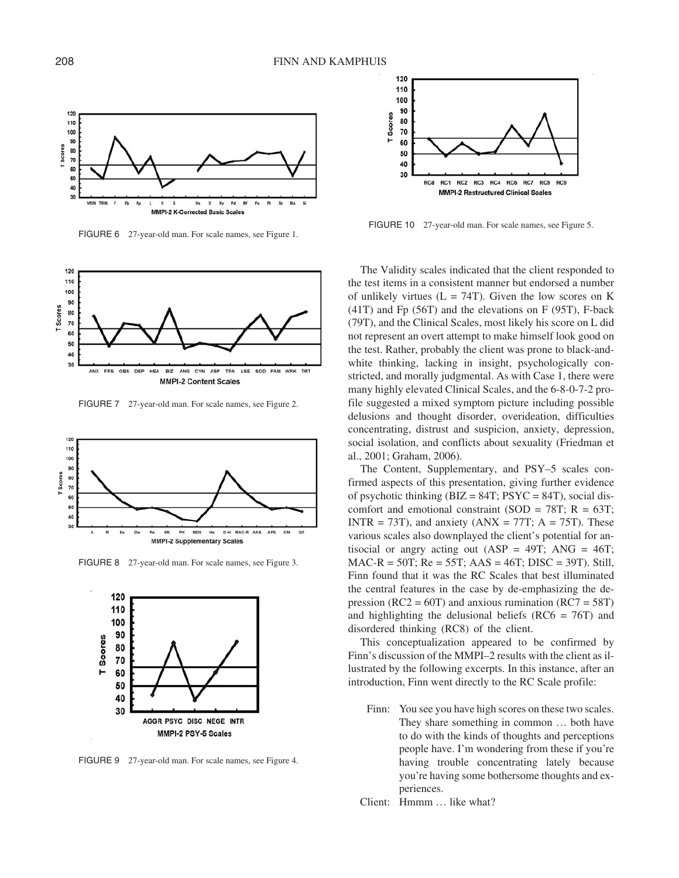FIGURE 6 27-year-old man. For scale names, see Figure 1.

FIGURE 7 27-year-old man. For scale names, see Figure 2.

FIGURE 8 27-year-old man. For scale names, see Figure 3.

FIGURE 9 27-year-old man. For scale names, see Figure 4.

FIGURE 10 27-year-old man. For scale names, see Figure 5.

The Validity scales indicated that the client responded to the test items in a consistent manner but endorsed a number of unlikely virtues (L = 74T). Given the low scores on K (41T) and Fp (56T) and the elevations on F (95T), F-back (79T), and the Clinical Scales, most likely his score on L did not represent an overt attempt to make himself look good on the test. Rather, probably the client was prone to black-and-white thinking, lacking in insight, psychologically constricted, and morally judgmental. As with Case 1, there were many highly elevated Clinical Scales, and the 6-8-0-7-2 profile suggested a mixed symptom picture including possible delusions and thought disorder, overideation, difficulties concentrating, distrust and suspicion, anxiety, depression, social isolation, and conflicts about sexuality (Friedman et al., 2001; Graham, 2006).

The Content, Supplementary, and PSY–5 scales confirmed aspects of this presentation, giving further evidence of psychotic thinking (BIZ = 84T; PSYC = 84T), social discomfort and emotional constraint (SOD = 78T; R = 63T; INTR = 73T), and anxiety (ANX = 77T; A = 75T). These various scales also downplayed the client's potential for antisocial or angry acting out (ASP = 49T; ANG = 46T; MAC-R = 50T; Re = 55T; AAS = 46T; DISC = 39T). Still, Finn found that it was the RC Scales that best illuminated the central features in the case by de-emphasizing the depression (RC2 = 60T) and anxious rumination (RC7 = 58T) and highlighting the delusional beliefs (RC6 = 76T) and disordered thinking (RC8) of the client.

This conceptualization appeared to be confirmed by Finn's discussion of the MMPI–2 results with the client as illustrated by the following excerpts. In this instance, after an introduction, Finn went directly to the RC Scale profile:

Finn: You see you have high scores on these two scales. They share something in common … both have to do with the kinds of thoughts and perceptions people have. I'm wondering from these if you're having trouble concentrating lately because you're having some bothersome thoughts and experiences.

Client: Hmmm … like what?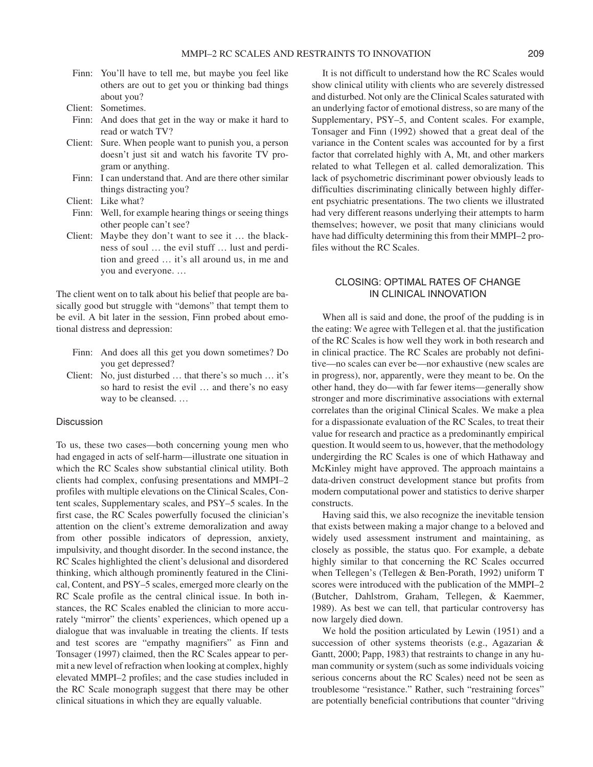Finn: You'll have to tell me, but maybe you feel like others are out to get you or thinking bad things about you?

Client: Sometimes.

Finn: And does that get in the way or make it hard to read or watch TV?

Client: Sure. When people want to punish you, a person doesn't just sit and watch his favorite TV program or anything.

Finn: I can understand that. And are there other similar things distracting you?

Client: Like what?

Finn: Well, for example hearing things or seeing things other people can't see?

Client: Maybe they don't want to see it … the blackness of soul … the evil stuff … lust and perdition and greed … it's all around us, in me and you and everyone. …

The client went on to talk about his belief that people are basically good but struggle with "demons" that tempt them to be evil. A bit later in the session, Finn probed about emotional distress and depression:

Finn: And does all this get you down sometimes? Do you get depressed?

Client: No, just disturbed … that there's so much … it's so hard to resist the evil … and there's no easy way to be cleansed. …

### Discussion

To us, these two cases—both concerning young men who had engaged in acts of self-harm—illustrate one situation in which the RC Scales show substantial clinical utility. Both clients had complex, confusing presentations and MMPI–2 profiles with multiple elevations on the Clinical Scales, Content scales, Supplementary scales, and PSY–5 scales. In the first case, the RC Scales powerfully focused the clinician's attention on the client's extreme demoralization and away from other possible indicators of depression, anxiety, impulsivity, and thought disorder. In the second instance, the RC Scales highlighted the client's delusional and disordered thinking, which although prominently featured in the Clinical, Content, and PSY–5 scales, emerged more clearly on the RC Scale profile as the central clinical issue. In both instances, the RC Scales enabled the clinician to more accurately "mirror" the clients' experiences, which opened up a dialogue that was invaluable in treating the clients. If tests and test scores are "empathy magnifiers" as Finn and Tonsager (1997) claimed, then the RC Scales appear to permit a new level of refraction when looking at complex, highly elevated MMPI–2 profiles; and the case studies included in the RC Scale monograph suggest that there may be other clinical situations in which they are equally valuable.

It is not difficult to understand how the RC Scales would show clinical utility with clients who are severely distressed and disturbed. Not only are the Clinical Scales saturated with an underlying factor of emotional distress, so are many of the Supplementary, PSY–5, and Content scales. For example, Tonsager and Finn (1992) showed that a great deal of the variance in the Content scales was accounted for by a first factor that correlated highly with A, Mt, and other markers related to what Tellegen et al. called demoralization. This lack of psychometric discriminant power obviously leads to difficulties discriminating clinically between highly different psychiatric presentations. The two clients we illustrated had very different reasons underlying their attempts to harm themselves; however, we posit that many clinicians would have had difficulty determining this from their MMPI–2 profiles without the RC Scales.

## CLOSING: OPTIMAL RATES OF CHANGE IN CLINICAL INNOVATION

When all is said and done, the proof of the pudding is in the eating: We agree with Tellegen et al. that the justification of the RC Scales is how well they work in both research and in clinical practice. The RC Scales are probably not definitive—no scales can ever be—nor exhaustive (new scales are in progress), nor, apparently, were they meant to be. On the other hand, they do—with far fewer items—generally show stronger and more discriminative associations with external correlates than the original Clinical Scales. We make a plea for a dispassionate evaluation of the RC Scales, to treat their value for research and practice as a predominantly empirical question. It would seem to us, however, that the methodology undergirding the RC Scales is one of which Hathaway and McKinley might have approved. The approach maintains a data-driven construct development stance but profits from modern computational power and statistics to derive sharper constructs.

Having said this, we also recognize the inevitable tension that exists between making a major change to a beloved and widely used assessment instrument and maintaining, as closely as possible, the status quo. For example, a debate highly similar to that concerning the RC Scales occurred when Tellegen's (Tellegen & Ben-Porath, 1992) uniform T scores were introduced with the publication of the MMPI–2 (Butcher, Dahlstrom, Graham, Tellegen, & Kaemmer, 1989). As best we can tell, that particular controversy has now largely died down.

We hold the position articulated by Lewin (1951) and a succession of other systems theorists (e.g., Agazarian & Gantt, 2000; Papp, 1983) that restraints to change in any human community or system (such as some individuals voicing serious concerns about the RC Scales) need not be seen as troublesome "resistance." Rather, such "restraining forces" are potentially beneficial contributions that counter "driving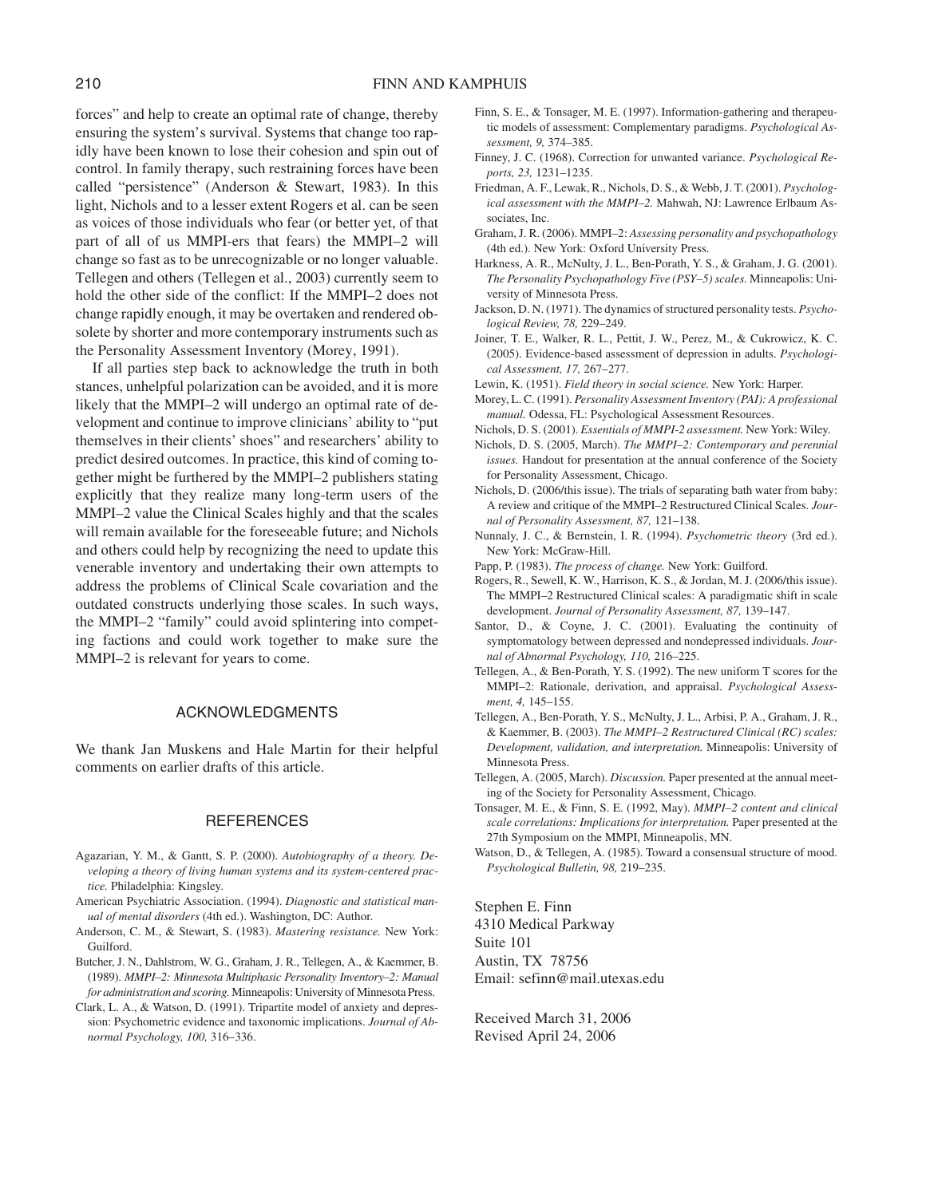forces" and help to create an optimal rate of change, thereby ensuring the system's survival. Systems that change too rapidly have been known to lose their cohesion and spin out of control. In family therapy, such restraining forces have been called "persistence" (Anderson & Stewart, 1983). In this light, Nichols and to a lesser extent Rogers et al. can be seen as voices of those individuals who fear (or better yet, of that part of all of us MMPI-ers that fears) the MMPI–2 will change so fast as to be unrecognizable or no longer valuable. Tellegen and others (Tellegen et al., 2003) currently seem to hold the other side of the conflict: If the MMPI–2 does not change rapidly enough, it may be overtaken and rendered obsolete by shorter and more contemporary instruments such as the Personality Assessment Inventory (Morey, 1991).

If all parties step back to acknowledge the truth in both stances, unhelpful polarization can be avoided, and it is more likely that the MMPI–2 will undergo an optimal rate of development and continue to improve clinicians' ability to "put themselves in their clients' shoes" and researchers' ability to predict desired outcomes. In practice, this kind of coming together might be furthered by the MMPI–2 publishers stating explicitly that they realize many long-term users of the MMPI–2 value the Clinical Scales highly and that the scales will remain available for the foreseeable future; and Nichols and others could help by recognizing the need to update this venerable inventory and undertaking their own attempts to address the problems of Clinical Scale covariation and the outdated constructs underlying those scales. In such ways, the MMPI–2 "family" could avoid splintering into competing factions and could work together to make sure the MMPI–2 is relevant for years to come.

## ACKNOWLEDGMENTS

We thank Jan Muskens and Hale Martin for their helpful comments on earlier drafts of this article.

## REFERENCES

Agazarian, Y. M., & Gantt, S. P. (2000). *Autobiography of a theory. Developing a theory of living human systems and its system-centered practice.* Philadelphia: Kingsley.

American Psychiatric Association. (1994). *Diagnostic and statistical manual of mental disorders* (4th ed.). Washington, DC: Author.

Anderson, C. M., & Stewart, S. (1983). *Mastering resistance.* New York: Guilford.

Butcher, J. N., Dahlstrom, W. G., Graham, J. R., Tellegen, A., & Kaemmer, B. (1989). *MMPI–2: Minnesota Multiphasic Personality Inventory–2: Manual for administration and scoring.* Minneapolis: University of Minnesota Press.

Clark, L. A., & Watson, D. (1991). Tripartite model of anxiety and depression: Psychometric evidence and taxonomic implications. *Journal of Abnormal Psychology, 100,* 316–336.

Finn, S. E., & Tonsager, M. E. (1997). Information-gathering and therapeutic models of assessment: Complementary paradigms. *Psychological Assessment, 9,* 374–385.

Finney, J. C. (1968). Correction for unwanted variance. *Psychological Reports, 23,* 1231–1235.

Friedman, A. F., Lewak, R., Nichols, D. S., & Webb, J. T. (2001). *Psychological assessment with the MMPI–2.* Mahwah, NJ: Lawrence Erlbaum Associates, Inc.

Graham, J. R. (2006). MMPI–2: *Assessing personality and psychopathology* (4th ed.). New York: Oxford University Press.

Harkness, A. R., McNulty, J. L., Ben-Porath, Y. S., & Graham, J. G. (2001). *The Personality Psychopathology Five (PSY–5) scales.* Minneapolis: University of Minnesota Press.

Jackson, D. N. (1971). The dynamics of structured personality tests. *Psychological Review, 78,* 229–249.

Joiner, T. E., Walker, R. L., Pettit, J. W., Perez, M., & Cukrowicz, K. C. (2005). Evidence-based assessment of depression in adults. *Psychological Assessment, 17,* 267–277.

Lewin, K. (1951). *Field theory in social science.* New York: Harper.

Morey, L. C. (1991). *Personality Assessment Inventory (PAI): A professional manual.* Odessa, FL: Psychological Assessment Resources.

Nichols, D. S. (2001). *Essentials of MMPI-2 assessment.* New York: Wiley.

Nichols, D. S. (2005, March). *The MMPI–2: Contemporary and perennial issues.* Handout for presentation at the annual conference of the Society for Personality Assessment, Chicago.

Nichols, D. (2006/this issue). The trials of separating bath water from baby: A review and critique of the MMPI–2 Restructured Clinical Scales. *Journal of Personality Assessment, 87,* 121–138.

Nunnaly, J. C., & Bernstein, I. R. (1994). *Psychometric theory* (3rd ed.). New York: McGraw-Hill.

Papp, P. (1983). *The process of change.* New York: Guilford.

Rogers, R., Sewell, K. W., Harrison, K. S., & Jordan, M. J. (2006/this issue). The MMPI–2 Restructured Clinical scales: A paradigmatic shift in scale development. *Journal of Personality Assessment, 87,* 139–147.

Santor, D., & Coyne, J. C. (2001). Evaluating the continuity of symptomatology between depressed and nondepressed individuals. *Journal of Abnormal Psychology, 110,* 216–225.

Tellegen, A., & Ben-Porath, Y. S. (1992). The new uniform T scores for the MMPI–2: Rationale, derivation, and appraisal. *Psychological Assessment, 4,* 145–155.

Tellegen, A., Ben-Porath, Y. S., McNulty, J. L., Arbisi, P. A., Graham, J. R., & Kaemmer, B. (2003). *The MMPI–2 Restructured Clinical (RC) scales: Development, validation, and interpretation.* Minneapolis: University of Minnesota Press.

Tellegen, A. (2005, March). *Discussion.* Paper presented at the annual meeting of the Society for Personality Assessment, Chicago.

Tonsager, M. E., & Finn, S. E. (1992, May). *MMPI–2 content and clinical scale correlations: Implications for interpretation.* Paper presented at the 27th Symposium on the MMPI, Minneapolis, MN.

Watson, D., & Tellegen, A. (1985). Toward a consensual structure of mood. *Psychological Bulletin, 98,* 219–235.

Stephen E. Finn
4310 Medical Parkway
Suite 101
Austin, TX 78756
Email: sefinn@mail.utexas.edu

Received March 31, 2006
Revised April 24, 2006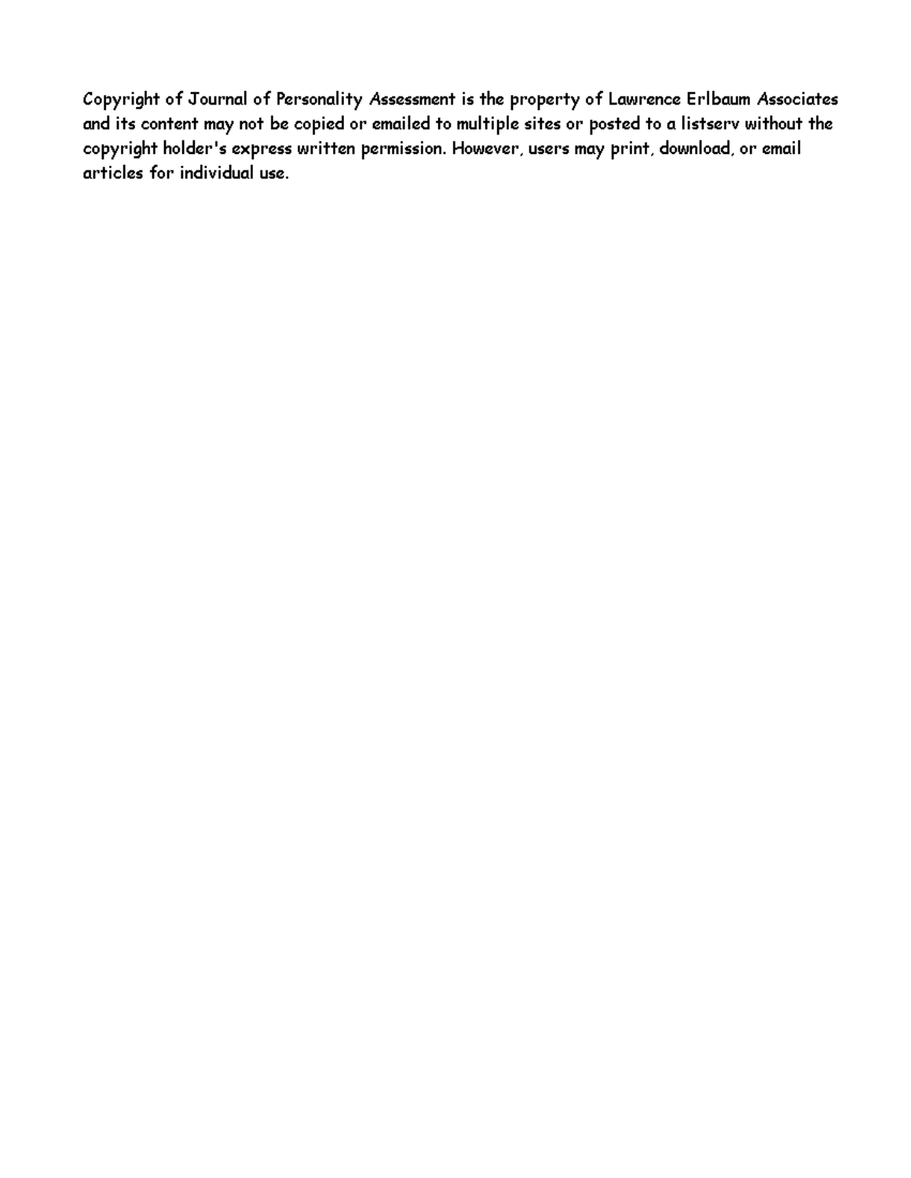Copyright of Journal of Personality Assessment is the property of Lawrence Erlbaum Associates and its content may not be copied or emailed to multiple sites or posted to a listserv without the copyright holder's express written permission. However, users may print, download, or email articles for individual use.